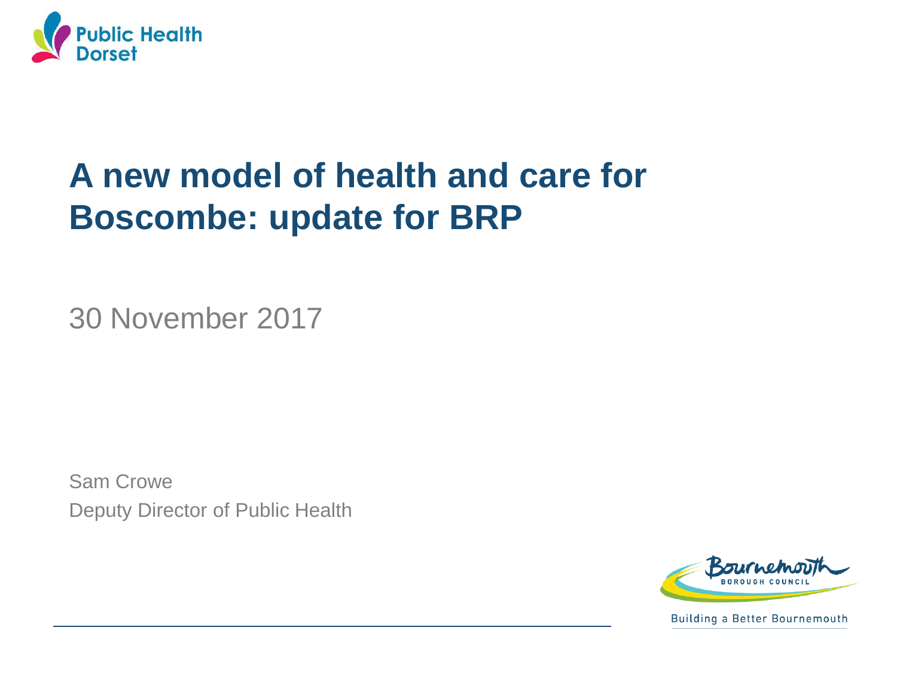Public Health Dorset

# A new model of health and care for Boscombe: update for BRP

30 November 2017

Sam Crowe
Deputy Director of Public Health

Bournemouth Borough Council

Building a Better Bournemouth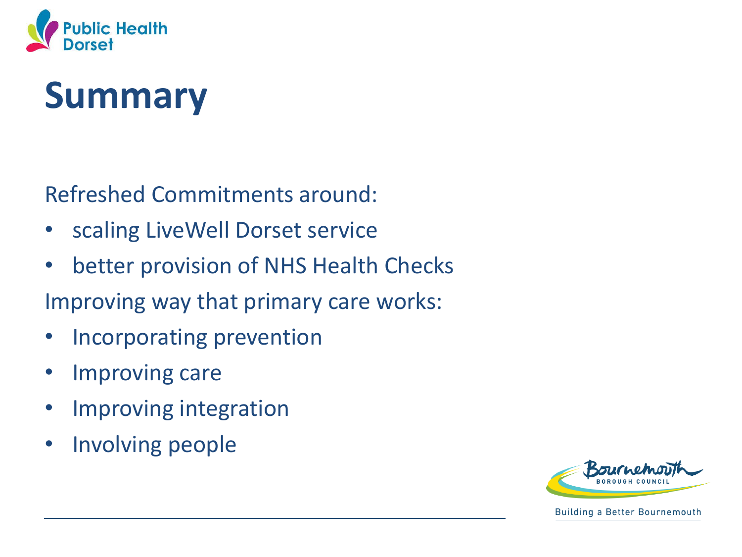# Summary

Refreshed Commitments around:

- scaling LiveWell Dorset service
- better provision of NHS Health Checks

Improving way that primary care works:

- Incorporating prevention
- Improving care
- Improving integration
- Involving people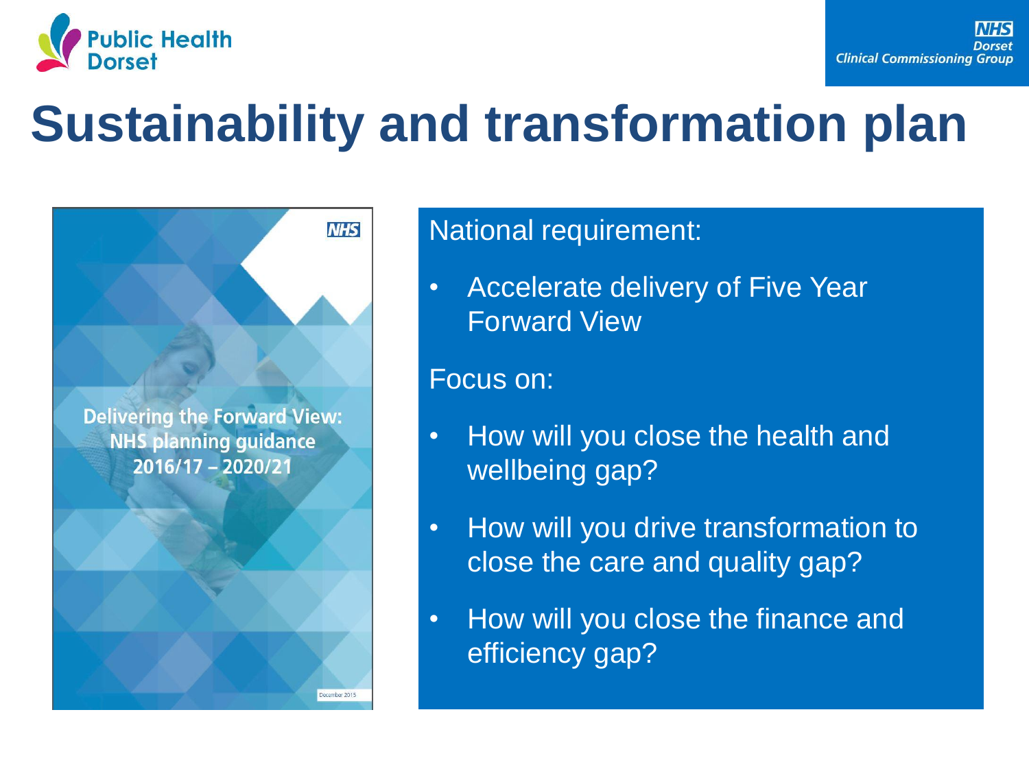# Sustainability and transformation plan

Delivering the Forward View: NHS planning guidance 2016/17 – 2020/21

December 2015

National requirement:

- Accelerate delivery of Five Year Forward View

Focus on:

- How will you close the health and wellbeing gap?
- How will you drive transformation to close the care and quality gap?
- How will you close the finance and efficiency gap?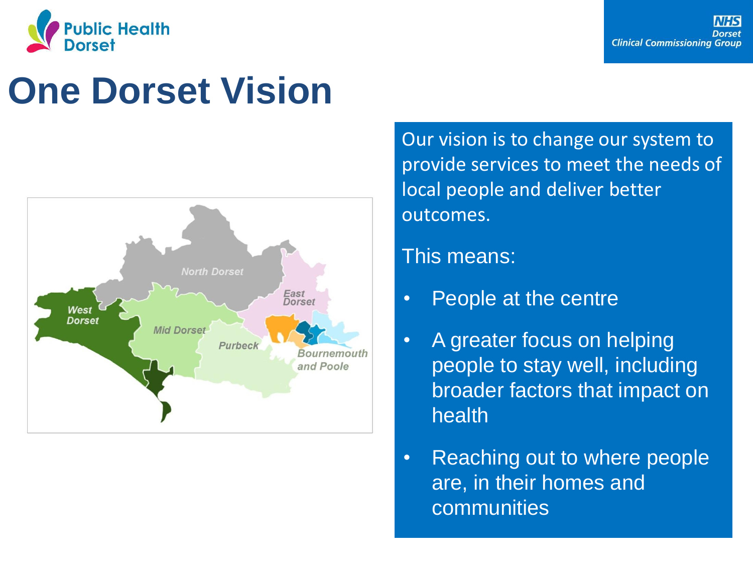# One Dorset Vision

Our vision is to change our system to provide services to meet the needs of local people and deliver better outcomes.

This means:

- People at the centre
- A greater focus on helping people to stay well, including broader factors that impact on health
- Reaching out to where people are, in their homes and communities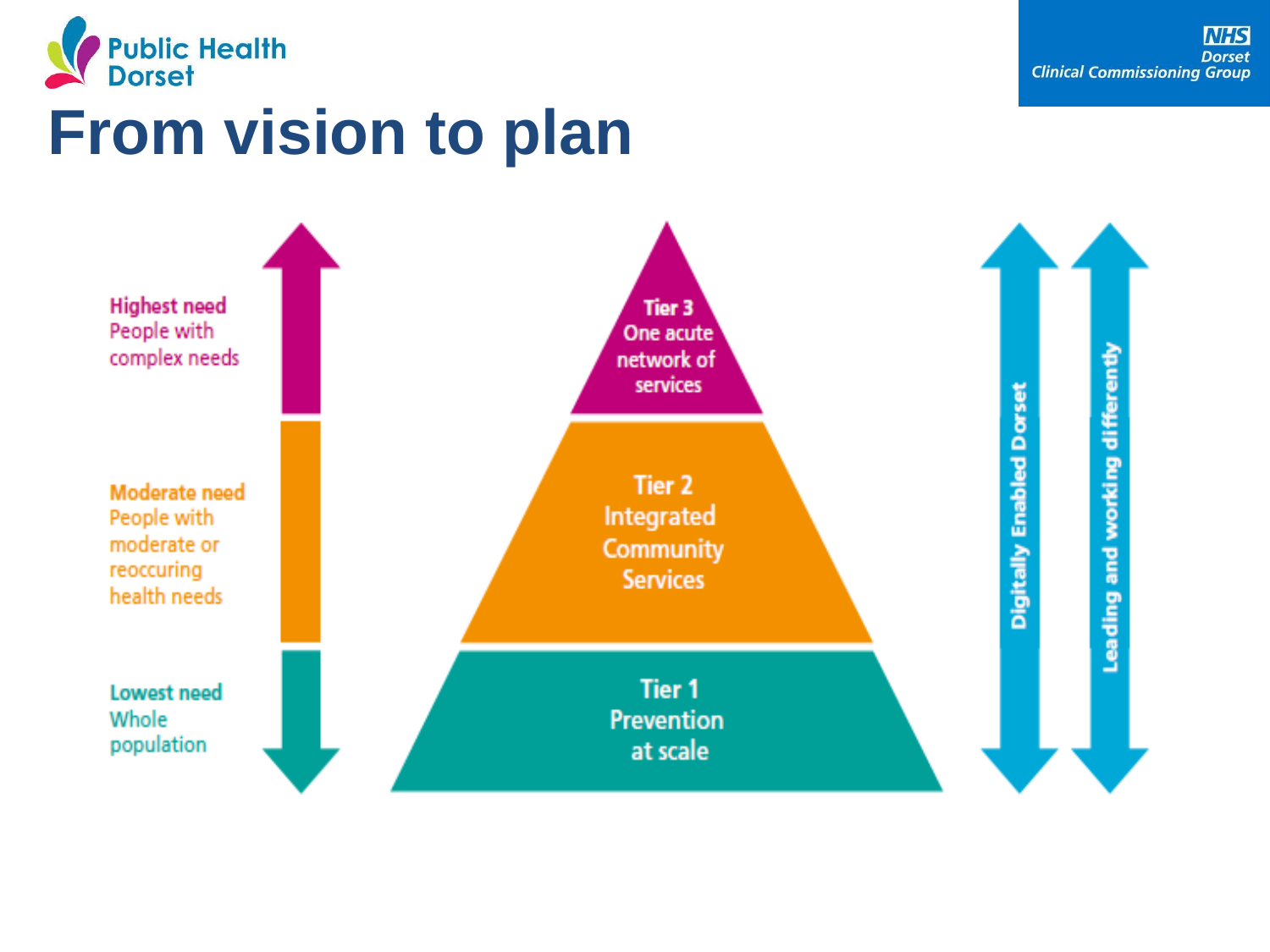# From vision to plan

**Highest need**
People with complex needs

**Moderate need**
People with moderate or reoccuring health needs

**Lowest need**
Whole population

**Tier 3**
One acute network of services

**Tier 2**
Integrated Community Services

**Tier 1**
Prevention at scale

Digitally Enabled Dorset

Leading and working differently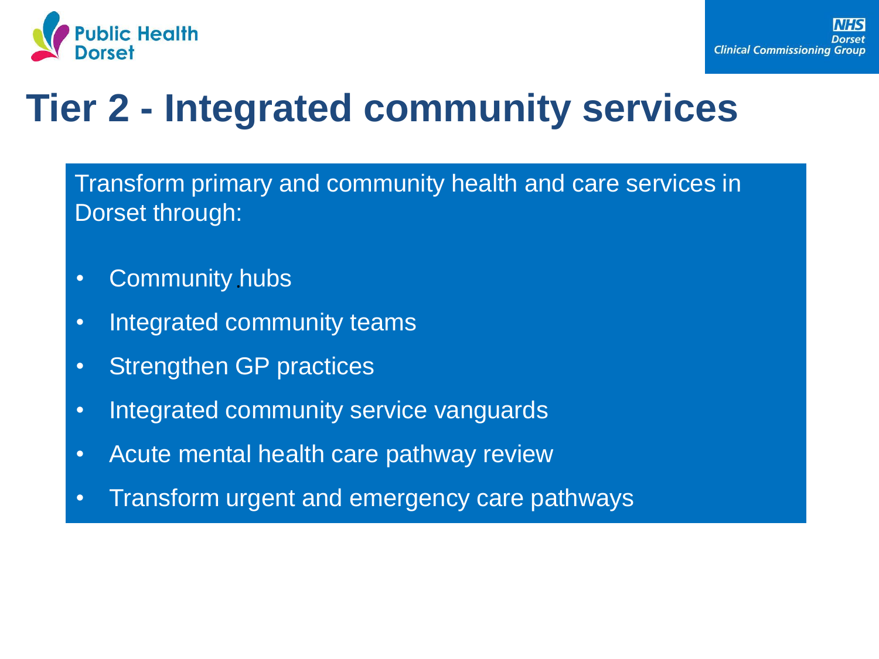# Tier 2 - Integrated community services

Transform primary and community health and care services in Dorset through:

- Community hubs
- Integrated community teams
- Strengthen GP practices
- Integrated community service vanguards
- Acute mental health care pathway review
- Transform urgent and emergency care pathways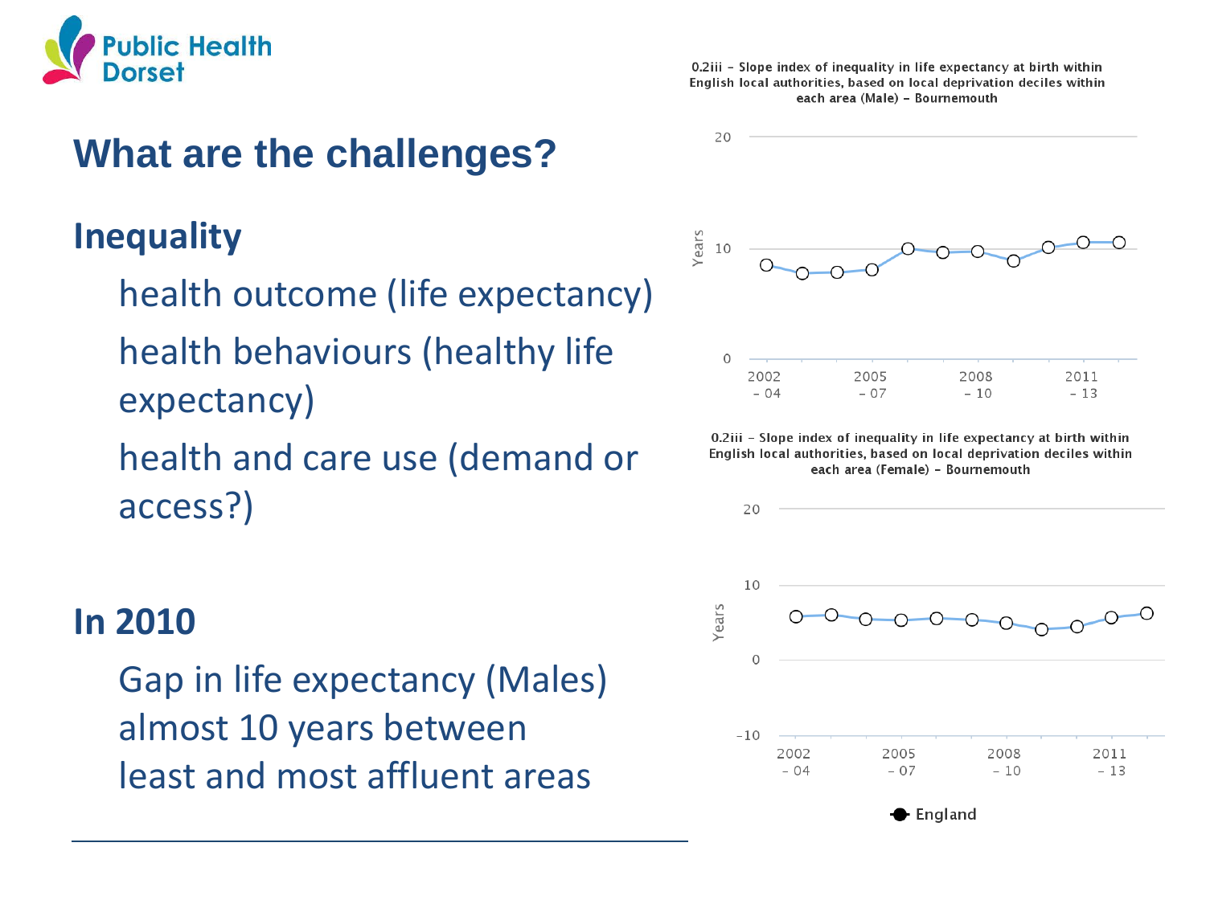# What are the challenges?

## Inequality

- health outcome (life expectancy)
- health behaviours (healthy life expectancy)
- health and care use (demand or access?)

## In 2010

Gap in life expectancy (Males) almost 10 years between least and most affluent areas

0.2iii – Slope index of inequality in life expectancy at birth within English local authorities, based on local deprivation deciles within each area (Male) – Bournemouth

0.2iii – Slope index of inequality in life expectancy at birth within English local authorities, based on local deprivation deciles within each area (Female) – Bournemouth

England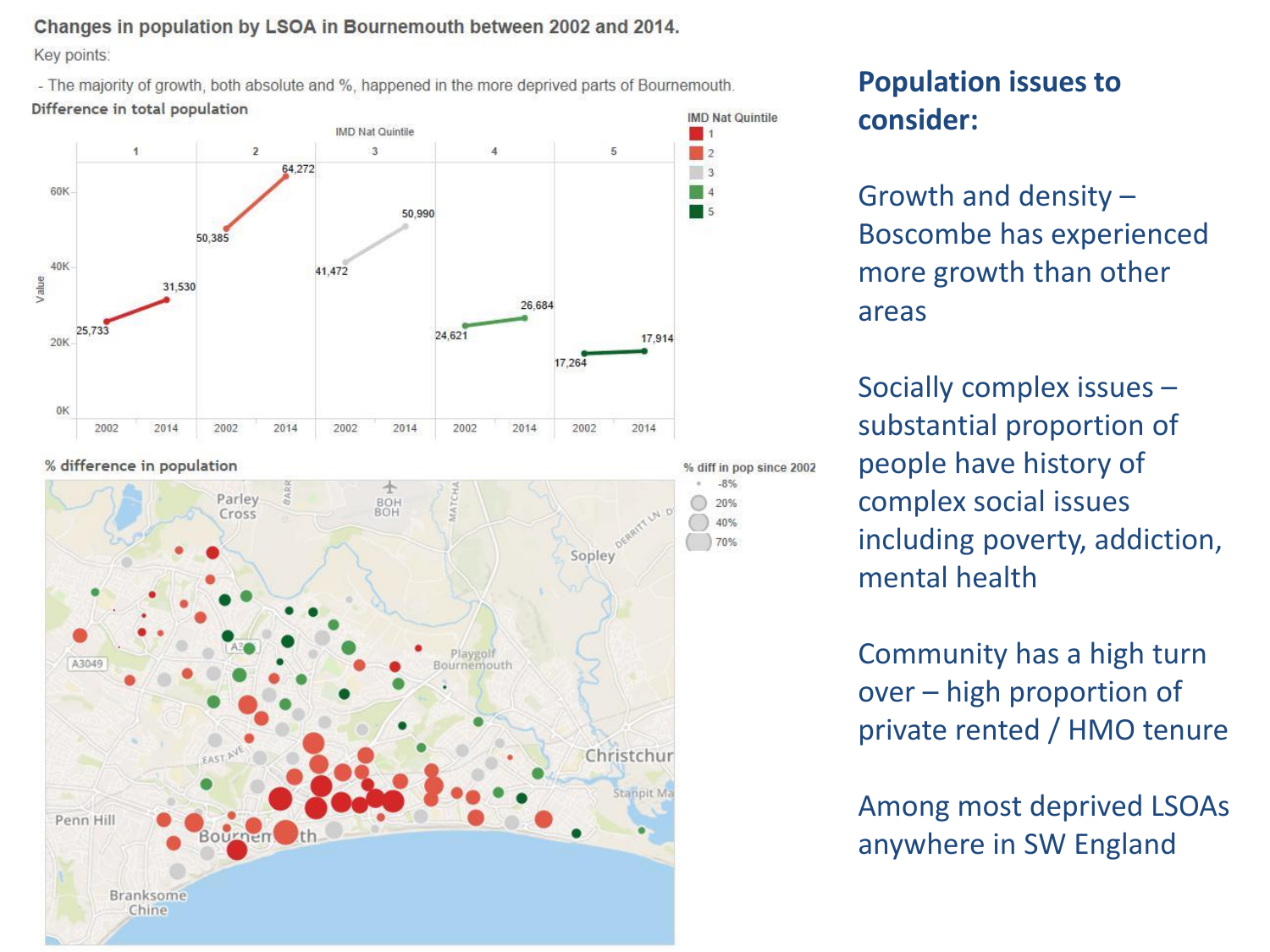Changes in population by LSOA in Bournemouth between 2002 and 2014.

Key points:

- The majority of growth, both absolute and %, happened in the more deprived parts of Bournemouth.

**Difference in total population**

| IMD Nat Quintile | 2002 | 2014 |
|---|---|---|
| 1 | 25,733 | 31,530 |
| 2 | 50,385 | 64,272 |
| 3 | 41,472 | 50,990 |
| 4 | 24,621 | 26,684 |
| 5 | 17,264 | 17,914 |

**% difference in population**

% diff in pop since 2002: -8%, 20%, 40%, 70%

## Population issues to consider:

Growth and density – Boscombe has experienced more growth than other areas

Socially complex issues – substantial proportion of people have history of complex social issues including poverty, addiction, mental health

Community has a high turn over – high proportion of private rented / HMO tenure

Among most deprived LSOAs anywhere in SW England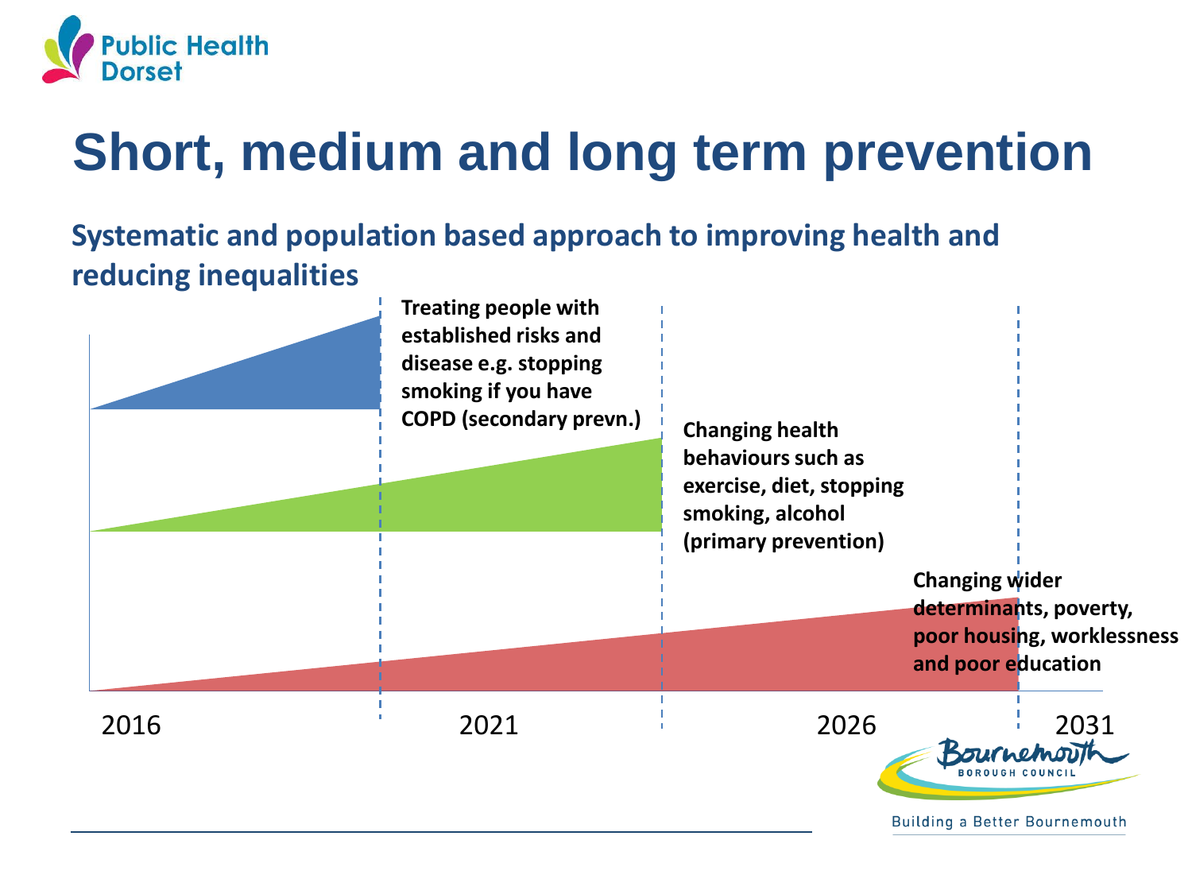# Short, medium and long term prevention

**Systematic and population based approach to improving health and reducing inequalities**

**Treating people with established risks and disease e.g. stopping smoking if you have COPD (secondary prevn.)**

**Changing health behaviours such as exercise, diet, stopping smoking, alcohol (primary prevention)**

**Changing wider determinants, poverty, poor housing, worklessness and poor education**

2016 2021 2026 2031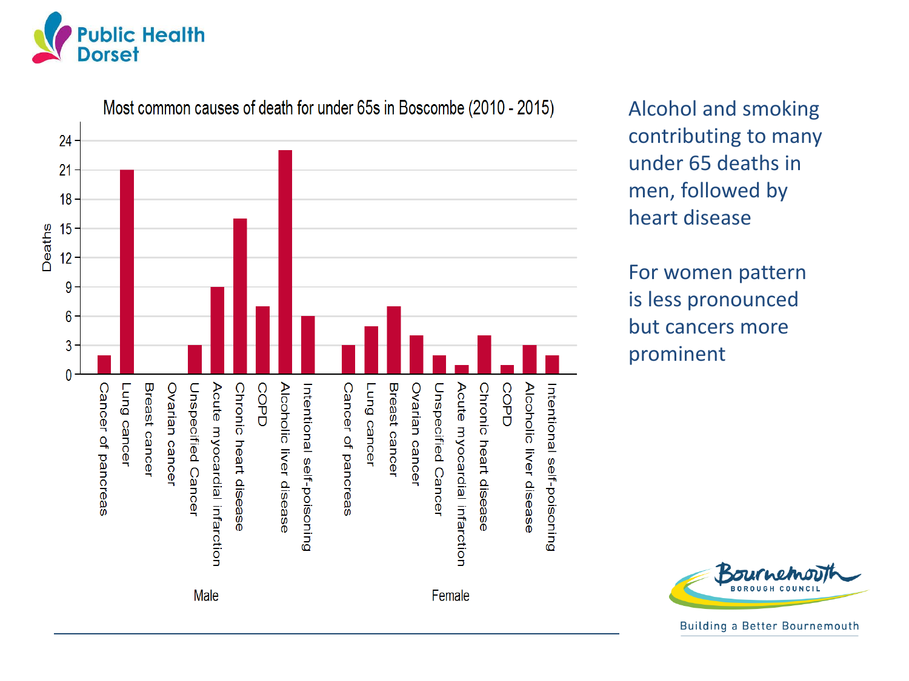## Most common causes of death for under 65s in Boscombe (2010 - 2015)

| Cause | Male | Female |
|---|---|---|
| Cancer of pancreas | 2 | 3 |
| Lung cancer | 21 | 5 |
| Breast cancer | 0 | 7 |
| Ovarian cancer | 0 | 4 |
| Unspecified Cancer | 3 | 2 |
| Acute myocardial infarction | 9 | 1 |
| Chronic heart disease | 16 | 4 |
| COPD | 7 | 1 |
| Alcoholic liver disease | 23 | 3 |
| Intentional self-poisoning | 6 | 2 |

Alcohol and smoking contributing to many under 65 deaths in men, followed by heart disease

For women pattern is less pronounced but cancers more prominent

Building a Better Bournemouth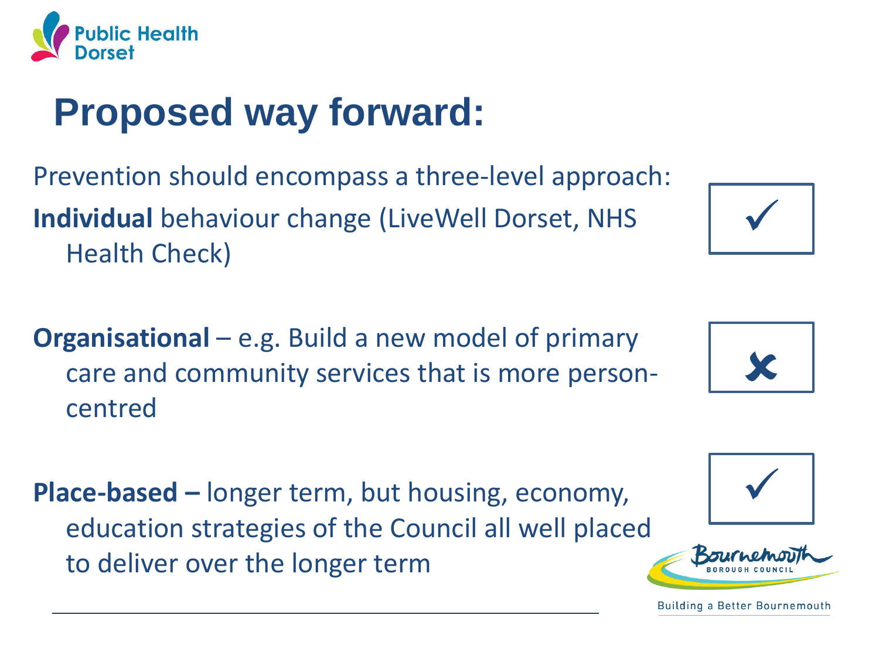# Proposed way forward:

Prevention should encompass a three-level approach:

**Individual** behaviour change (LiveWell Dorset, NHS Health Check) ✓

**Organisational** – e.g. Build a new model of primary care and community services that is more person-centred ✗

**Place-based –** longer term, but housing, economy, education strategies of the Council all well placed to deliver over the longer term ✓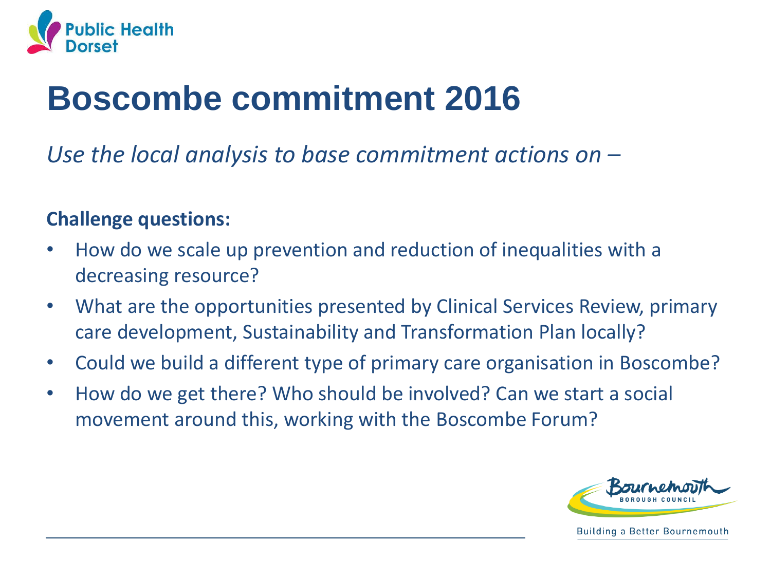# Boscombe commitment 2016

*Use the local analysis to base commitment actions on –*

**Challenge questions:**

- How do we scale up prevention and reduction of inequalities with a decreasing resource?
- What are the opportunities presented by Clinical Services Review, primary care development, Sustainability and Transformation Plan locally?
- Could we build a different type of primary care organisation in Boscombe?
- How do we get there? Who should be involved? Can we start a social movement around this, working with the Boscombe Forum?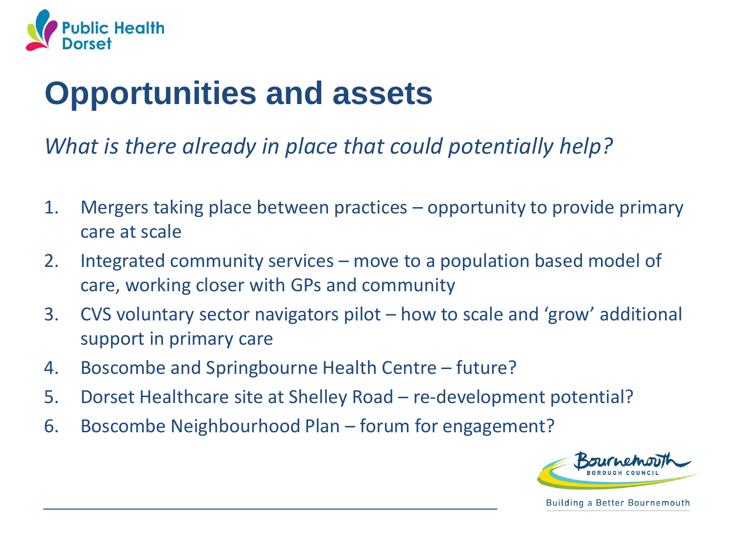# Opportunities and assets

*What is there already in place that could potentially help?*

1. Mergers taking place between practices – opportunity to provide primary care at scale
2. Integrated community services – move to a population based model of care, working closer with GPs and community
3. CVS voluntary sector navigators pilot – how to scale and 'grow' additional support in primary care
4. Boscombe and Springbourne Health Centre – future?
5. Dorset Healthcare site at Shelley Road – re-development potential?
6. Boscombe Neighbourhood Plan – forum for engagement?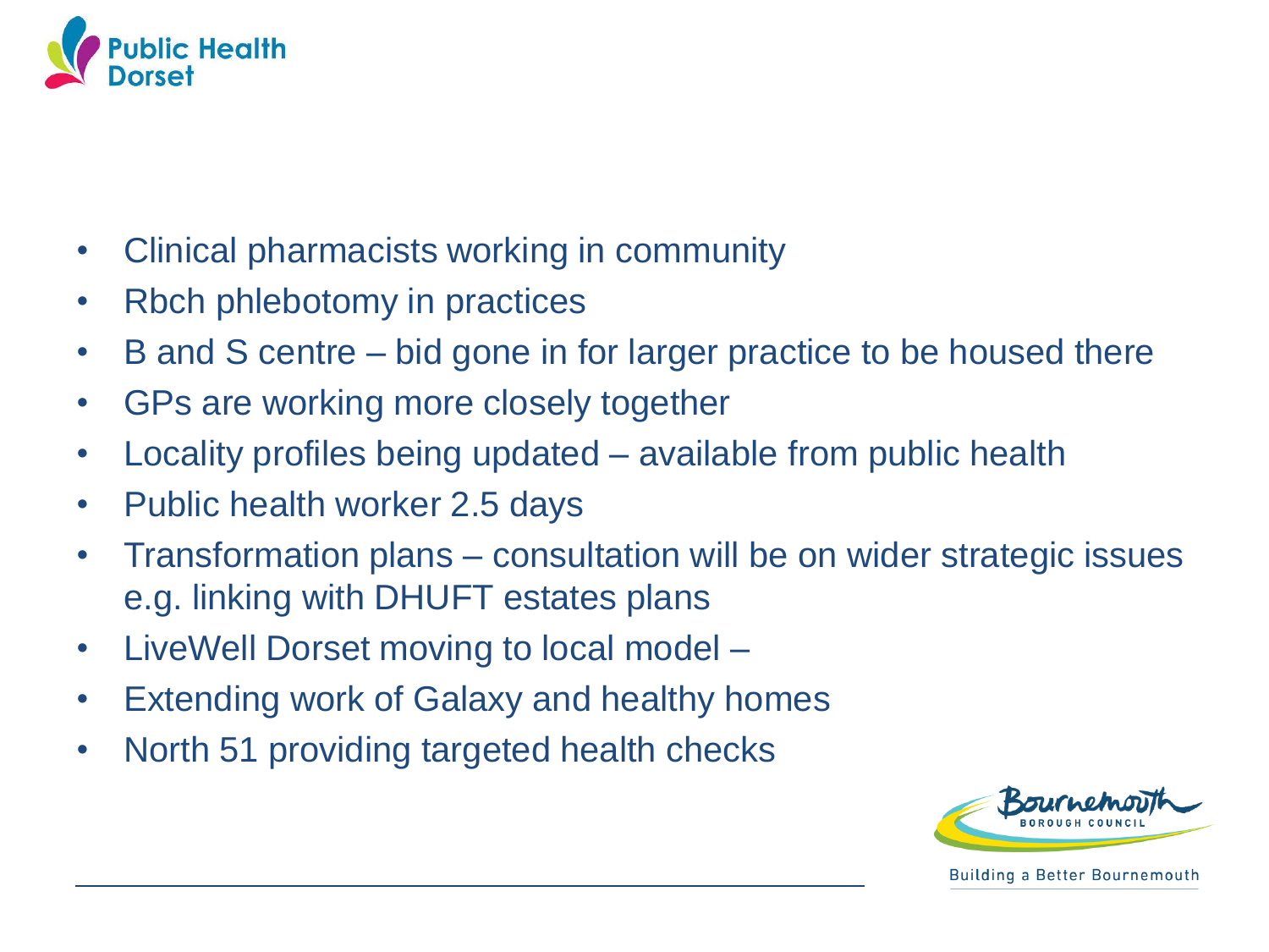- Clinical pharmacists working in community
- Rbch phlebotomy in practices
- B and S centre – bid gone in for larger practice to be housed there
- GPs are working more closely together
- Locality profiles being updated – available from public health
- Public health worker 2.5 days
- Transformation plans – consultation will be on wider strategic issues e.g. linking with DHUFT estates plans
- LiveWell Dorset moving to local model –
- Extending work of Galaxy and healthy homes
- North 51 providing targeted health checks